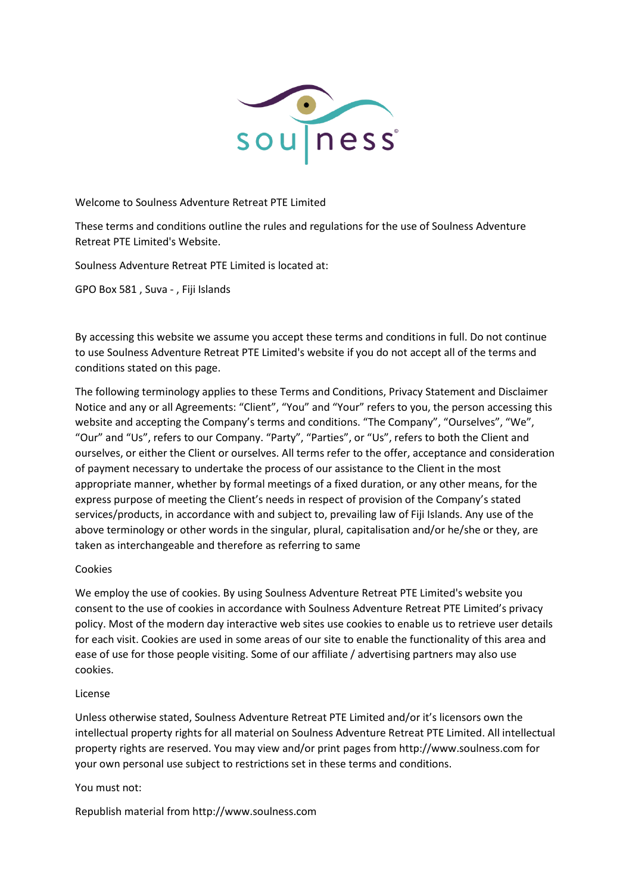Welcome to Soulness Adventure Retreat PTE Limited

These terms and conditions outline the rules and regulations for the use of Soulness Adventure Retreat PTE Limited's Website.

Soulness Adventure Retreat PTE Limited is located at:

GPO Box 581 , Suva - , Fiji Islands

By accessing this website we assume you accept these terms and conditions in full. Do not continue to use Soulness Adventure Retreat PTE Limited's website if you do not accept all of the terms and conditions stated on this page.

The following terminology applies to these Terms and Conditions, Privacy Statement and Disclaimer Notice and any or all Agreements: “Client”, “You” and “Your” refers to you, the person accessing this website and accepting the Company’s terms and conditions. “The Company”, “Ourselves”, “We”, “Our” and “Us”, refers to our Company. “Party”, “Parties”, or “Us”, refers to both the Client and ourselves, or either the Client or ourselves. All terms refer to the offer, acceptance and consideration of payment necessary to undertake the process of our assistance to the Client in the most appropriate manner, whether by formal meetings of a fixed duration, or any other means, for the express purpose of meeting the Client’s needs in respect of provision of the Company’s stated services/products, in accordance with and subject to, prevailing law of Fiji Islands. Any use of the above terminology or other words in the singular, plural, capitalisation and/or he/she or they, are taken as interchangeable and therefore as referring to same

Cookies

We employ the use of cookies. By using Soulness Adventure Retreat PTE Limited's website you consent to the use of cookies in accordance with Soulness Adventure Retreat PTE Limited’s privacy policy. Most of the modern day interactive web sites use cookies to enable us to retrieve user details for each visit. Cookies are used in some areas of our site to enable the functionality of this area and ease of use for those people visiting. Some of our affiliate / advertising partners may also use cookies.

License

Unless otherwise stated, Soulness Adventure Retreat PTE Limited and/or it’s licensors own the intellectual property rights for all material on Soulness Adventure Retreat PTE Limited. All intellectual property rights are reserved. You may view and/or print pages from http://www.soulness.com for your own personal use subject to restrictions set in these terms and conditions.

You must not:

Republish material from http://www.soulness.com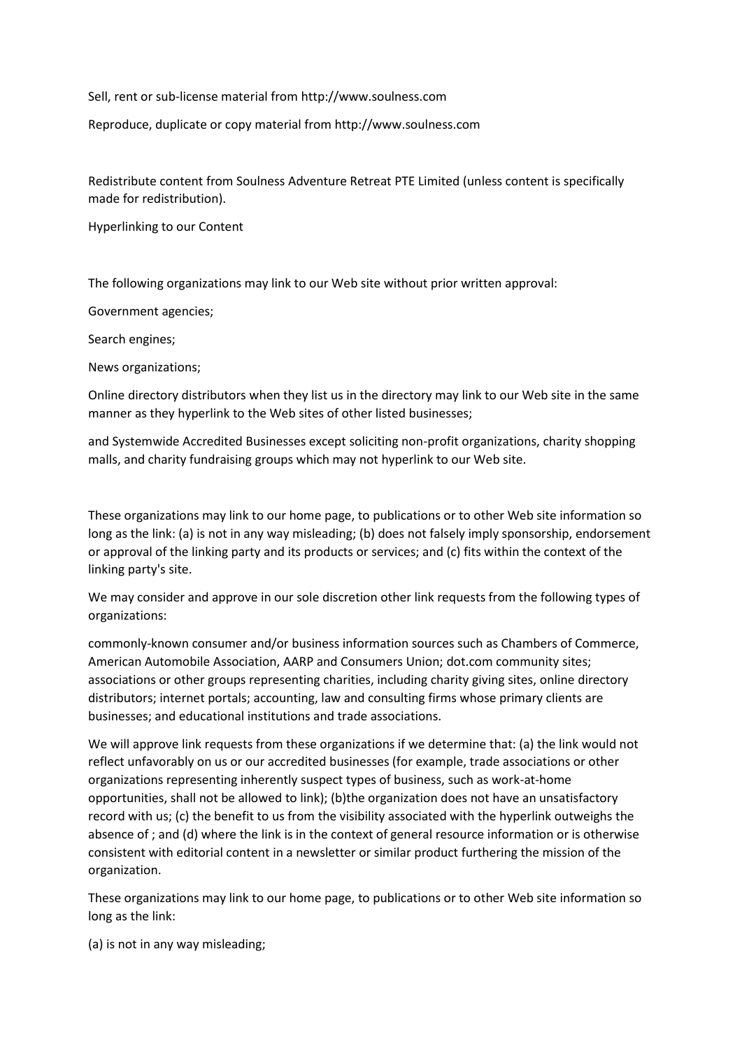Sell, rent or sub-license material from http://www.soulness.com

Reproduce, duplicate or copy material from http://www.soulness.com

Redistribute content from Soulness Adventure Retreat PTE Limited (unless content is specifically made for redistribution).

Hyperlinking to our Content

The following organizations may link to our Web site without prior written approval:

Government agencies;

Search engines;

News organizations;

Online directory distributors when they list us in the directory may link to our Web site in the same manner as they hyperlink to the Web sites of other listed businesses;

and Systemwide Accredited Businesses except soliciting non-profit organizations, charity shopping malls, and charity fundraising groups which may not hyperlink to our Web site.

These organizations may link to our home page, to publications or to other Web site information so long as the link: (a) is not in any way misleading; (b) does not falsely imply sponsorship, endorsement or approval of the linking party and its products or services; and (c) fits within the context of the linking party's site.

We may consider and approve in our sole discretion other link requests from the following types of organizations:

commonly-known consumer and/or business information sources such as Chambers of Commerce, American Automobile Association, AARP and Consumers Union; dot.com community sites; associations or other groups representing charities, including charity giving sites, online directory distributors; internet portals; accounting, law and consulting firms whose primary clients are businesses; and educational institutions and trade associations.

We will approve link requests from these organizations if we determine that: (a) the link would not reflect unfavorably on us or our accredited businesses (for example, trade associations or other organizations representing inherently suspect types of business, such as work-at-home opportunities, shall not be allowed to link); (b)the organization does not have an unsatisfactory record with us; (c) the benefit to us from the visibility associated with the hyperlink outweighs the absence of ; and (d) where the link is in the context of general resource information or is otherwise consistent with editorial content in a newsletter or similar product furthering the mission of the organization.

These organizations may link to our home page, to publications or to other Web site information so long as the link:

(a) is not in any way misleading;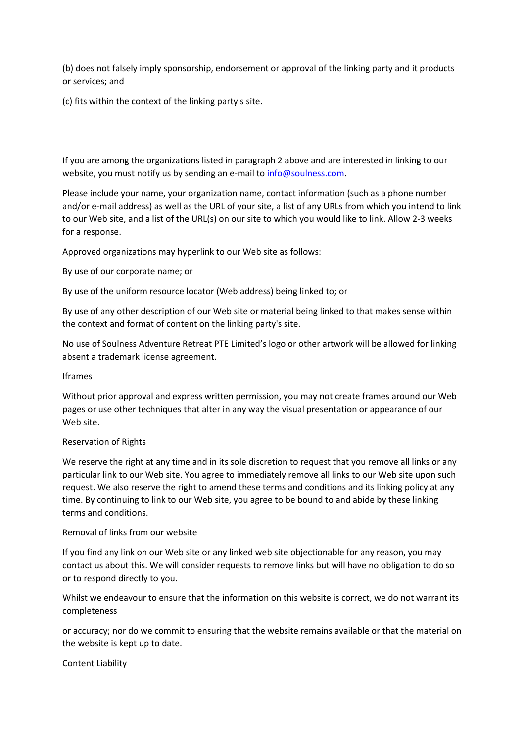(b) does not falsely imply sponsorship, endorsement or approval of the linking party and it products or services; and

(c) fits within the context of the linking party's site.

If you are among the organizations listed in paragraph 2 above and are interested in linking to our website, you must notify us by sending an e-mail to info@soulness.com.

Please include your name, your organization name, contact information (such as a phone number and/or e-mail address) as well as the URL of your site, a list of any URLs from which you intend to link to our Web site, and a list of the URL(s) on our site to which you would like to link. Allow 2-3 weeks for a response.

Approved organizations may hyperlink to our Web site as follows:

By use of our corporate name; or

By use of the uniform resource locator (Web address) being linked to; or

By use of any other description of our Web site or material being linked to that makes sense within the context and format of content on the linking party's site.

No use of Soulness Adventure Retreat PTE Limited's logo or other artwork will be allowed for linking absent a trademark license agreement.

## Iframes

Without prior approval and express written permission, you may not create frames around our Web pages or use other techniques that alter in any way the visual presentation or appearance of our Web site.

## Reservation of Rights

We reserve the right at any time and in its sole discretion to request that you remove all links or any particular link to our Web site. You agree to immediately remove all links to our Web site upon such request. We also reserve the right to amend these terms and conditions and its linking policy at any time. By continuing to link to our Web site, you agree to be bound to and abide by these linking terms and conditions.

## Removal of links from our website

If you find any link on our Web site or any linked web site objectionable for any reason, you may contact us about this. We will consider requests to remove links but will have no obligation to do so or to respond directly to you.

Whilst we endeavour to ensure that the information on this website is correct, we do not warrant its completeness

or accuracy; nor do we commit to ensuring that the website remains available or that the material on the website is kept up to date.

## Content Liability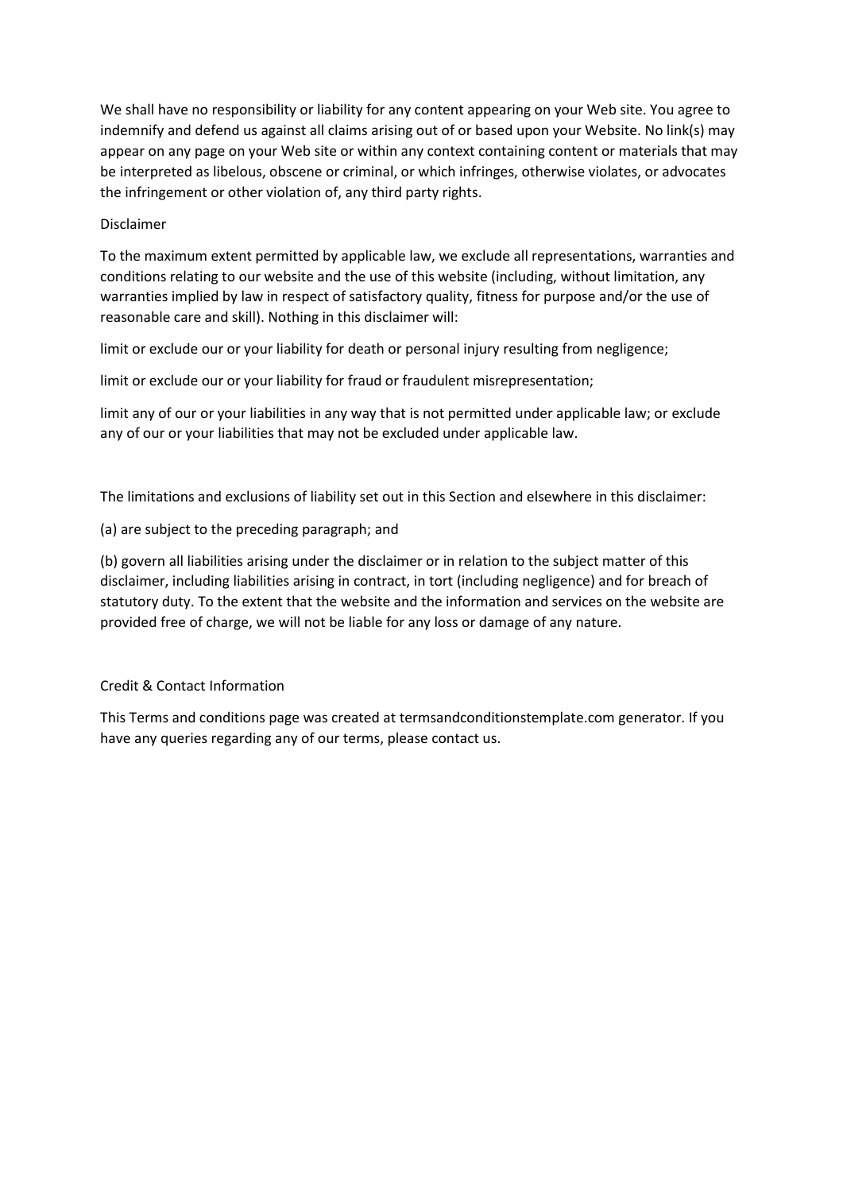We shall have no responsibility or liability for any content appearing on your Web site. You agree to indemnify and defend us against all claims arising out of or based upon your Website. No link(s) may appear on any page on your Web site or within any context containing content or materials that may be interpreted as libelous, obscene or criminal, or which infringes, otherwise violates, or advocates the infringement or other violation of, any third party rights.

## Disclaimer

To the maximum extent permitted by applicable law, we exclude all representations, warranties and conditions relating to our website and the use of this website (including, without limitation, any warranties implied by law in respect of satisfactory quality, fitness for purpose and/or the use of reasonable care and skill). Nothing in this disclaimer will:

limit or exclude our or your liability for death or personal injury resulting from negligence;

limit or exclude our or your liability for fraud or fraudulent misrepresentation;

limit any of our or your liabilities in any way that is not permitted under applicable law; or exclude any of our or your liabilities that may not be excluded under applicable law.

The limitations and exclusions of liability set out in this Section and elsewhere in this disclaimer:

(a) are subject to the preceding paragraph; and

(b) govern all liabilities arising under the disclaimer or in relation to the subject matter of this disclaimer, including liabilities arising in contract, in tort (including negligence) and for breach of statutory duty. To the extent that the website and the information and services on the website are provided free of charge, we will not be liable for any loss or damage of any nature.

## Credit & Contact Information

This Terms and conditions page was created at termsandconditionstemplate.com generator. If you have any queries regarding any of our terms, please contact us.